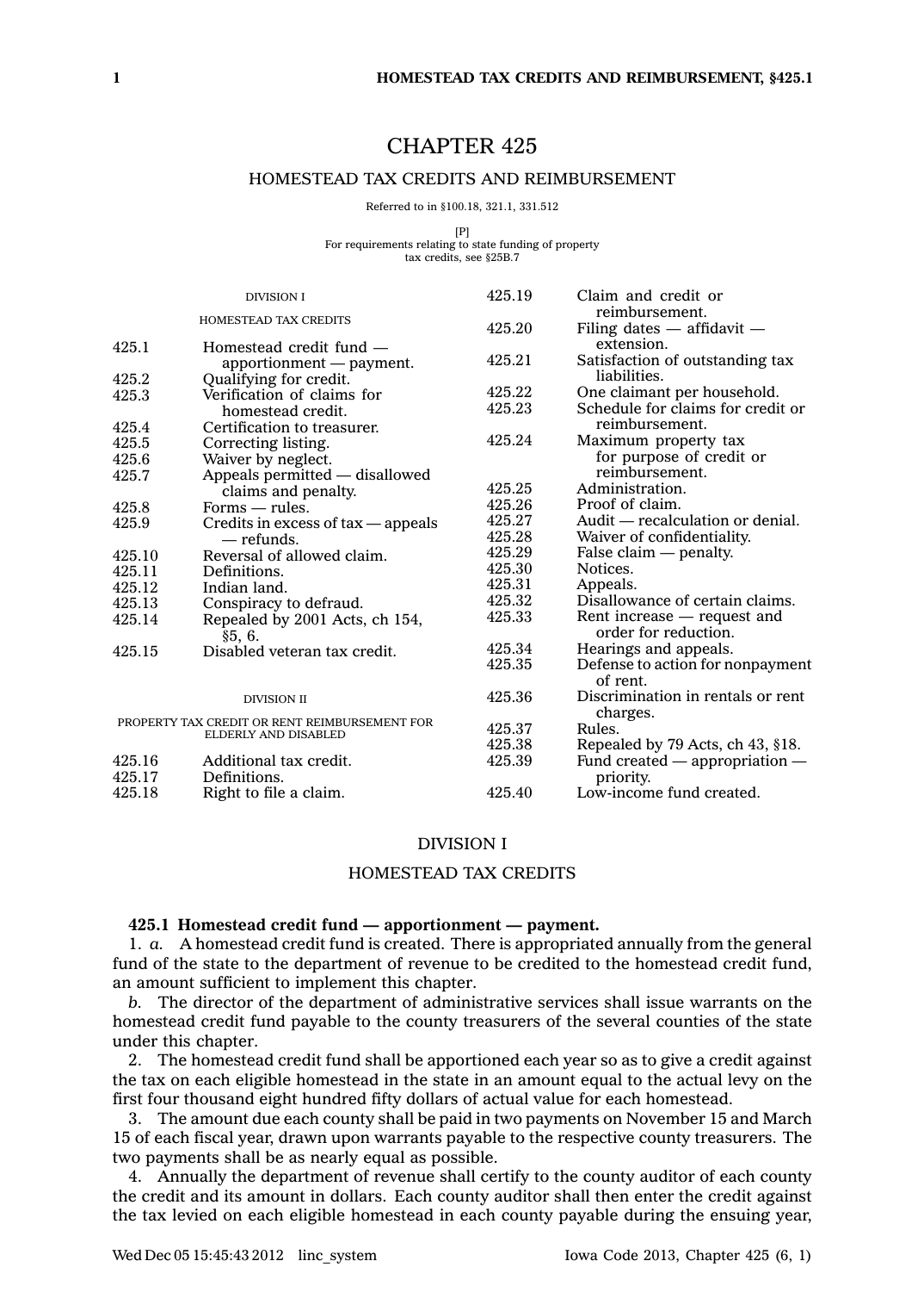# CHAPTER 425

## HOMESTEAD TAX CREDITS AND REIMBURSEMENT

Referred to in §100.18, 321.1, 331.512

[P]
For requirements relating to state funding of property tax credits, see §25B.7

DIVISION I

HOMESTEAD TAX CREDITS

| | |
|---|---|
| 425.1 | Homestead credit fund — apportionment — payment. |
| 425.2 | Qualifying for credit. |
| 425.3 | Verification of claims for homestead credit. |
| 425.4 | Certification to treasurer. |
| 425.5 | Correcting listing. |
| 425.6 | Waiver by neglect. |
| 425.7 | Appeals permitted — disallowed claims and penalty. |
| 425.8 | Forms — rules. |
| 425.9 | Credits in excess of tax — appeals — refunds. |
| 425.10 | Reversal of allowed claim. |
| 425.11 | Definitions. |
| 425.12 | Indian land. |
| 425.13 | Conspiracy to defraud. |
| 425.14 | Repealed by 2001 Acts, ch 154, §5, 6. |
| 425.15 | Disabled veteran tax credit. |

DIVISION II

PROPERTY TAX CREDIT OR RENT REIMBURSEMENT FOR ELDERLY AND DISABLED

| | |
|---|---|
| 425.16 | Additional tax credit. |
| 425.17 | Definitions. |
| 425.18 | Right to file a claim. |
| 425.19 | Claim and credit or reimbursement. |
| 425.20 | Filing dates — affidavit — extension. |
| 425.21 | Satisfaction of outstanding tax liabilities. |
| 425.22 | One claimant per household. |
| 425.23 | Schedule for claims for credit or reimbursement. |
| 425.24 | Maximum property tax for purpose of credit or reimbursement. |
| 425.25 | Administration. |
| 425.26 | Proof of claim. |
| 425.27 | Audit — recalculation or denial. |
| 425.28 | Waiver of confidentiality. |
| 425.29 | False claim — penalty. |
| 425.30 | Notices. |
| 425.31 | Appeals. |
| 425.32 | Disallowance of certain claims. |
| 425.33 | Rent increase — request and order for reduction. |
| 425.34 | Hearings and appeals. |
| 425.35 | Defense to action for nonpayment of rent. |
| 425.36 | Discrimination in rentals or rent charges. |
| 425.37 | Rules. |
| 425.38 | Repealed by 79 Acts, ch 43, §18. |
| 425.39 | Fund created — appropriation — priority. |
| 425.40 | Low-income fund created. |

## DIVISION I

## HOMESTEAD TAX CREDITS

**425.1 Homestead credit fund — apportionment — payment.**

1. *a.* A homestead credit fund is created. There is appropriated annually from the general fund of the state to the department of revenue to be credited to the homestead credit fund, an amount sufficient to implement this chapter.

*b.* The director of the department of administrative services shall issue warrants on the homestead credit fund payable to the county treasurers of the several counties of the state under this chapter.

2. The homestead credit fund shall be apportioned each year so as to give a credit against the tax on each eligible homestead in the state in an amount equal to the actual levy on the first four thousand eight hundred fifty dollars of actual value for each homestead.

3. The amount due each county shall be paid in two payments on November 15 and March 15 of each fiscal year, drawn upon warrants payable to the respective county treasurers. The two payments shall be as nearly equal as possible.

4. Annually the department of revenue shall certify to the county auditor of each county the credit and its amount in dollars. Each county auditor shall then enter the credit against the tax levied on each eligible homestead in each county payable during the ensuing year,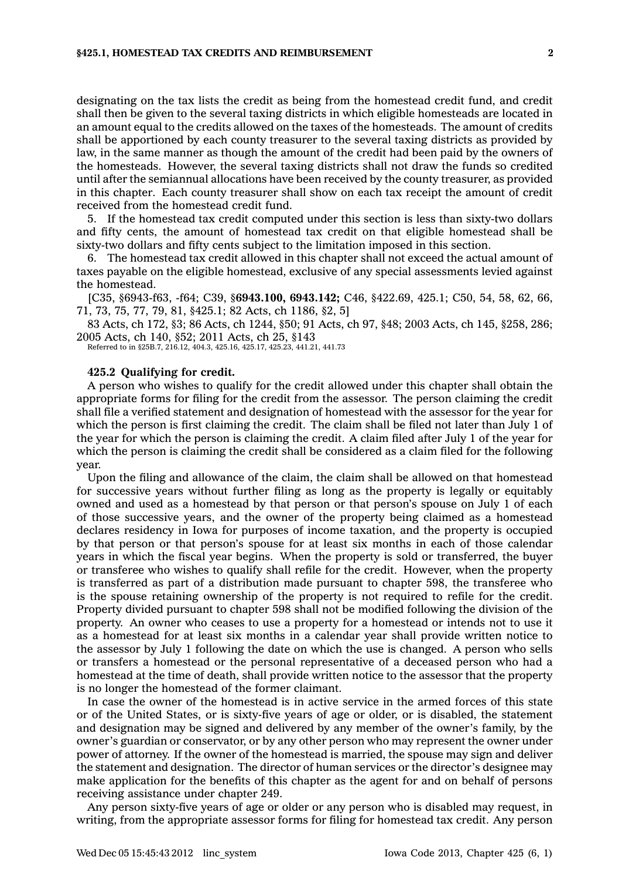designating on the tax lists the credit as being from the homestead credit fund, and credit shall then be given to the several taxing districts in which eligible homesteads are located in an amount equal to the credits allowed on the taxes of the homesteads. The amount of credits shall be apportioned by each county treasurer to the several taxing districts as provided by law, in the same manner as though the amount of the credit had been paid by the owners of the homesteads. However, the several taxing districts shall not draw the funds so credited until after the semiannual allocations have been received by the county treasurer, as provided in this chapter. Each county treasurer shall show on each tax receipt the amount of credit received from the homestead credit fund.

5. If the homestead tax credit computed under this section is less than sixty-two dollars and fifty cents, the amount of homestead tax credit on that eligible homestead shall be sixty-two dollars and fifty cents subject to the limitation imposed in this section.

6. The homestead tax credit allowed in this chapter shall not exceed the actual amount of taxes payable on the eligible homestead, exclusive of any special assessments levied against the homestead.

[C35, §6943-f63, -f64; C39, §**6943.100, 6943.142;** C46, §422.69, 425.1; C50, 54, 58, 62, 66, 71, 73, 75, 77, 79, 81, §425.1; 82 Acts, ch 1186, §2, 5]

83 Acts, ch 172, §3; 86 Acts, ch 1244, §50; 91 Acts, ch 97, §48; 2003 Acts, ch 145, §258, 286; 2005 Acts, ch 140, §52; 2011 Acts, ch 25, §143

Referred to in §25B.7, 216.12, 404.3, 425.16, 425.17, 425.23, 441.21, 441.73

**425.2 Qualifying for credit.**

A person who wishes to qualify for the credit allowed under this chapter shall obtain the appropriate forms for filing for the credit from the assessor. The person claiming the credit shall file a verified statement and designation of homestead with the assessor for the year for which the person is first claiming the credit. The claim shall be filed not later than July 1 of the year for which the person is claiming the credit. A claim filed after July 1 of the year for which the person is claiming the credit shall be considered as a claim filed for the following year.

Upon the filing and allowance of the claim, the claim shall be allowed on that homestead for successive years without further filing as long as the property is legally or equitably owned and used as a homestead by that person or that person's spouse on July 1 of each of those successive years, and the owner of the property being claimed as a homestead declares residency in Iowa for purposes of income taxation, and the property is occupied by that person or that person's spouse for at least six months in each of those calendar years in which the fiscal year begins. When the property is sold or transferred, the buyer or transferee who wishes to qualify shall refile for the credit. However, when the property is transferred as part of a distribution made pursuant to chapter 598, the transferee who is the spouse retaining ownership of the property is not required to refile for the credit. Property divided pursuant to chapter 598 shall not be modified following the division of the property. An owner who ceases to use a property for a homestead or intends not to use it as a homestead for at least six months in a calendar year shall provide written notice to the assessor by July 1 following the date on which the use is changed. A person who sells or transfers a homestead or the personal representative of a deceased person who had a homestead at the time of death, shall provide written notice to the assessor that the property is no longer the homestead of the former claimant.

In case the owner of the homestead is in active service in the armed forces of this state or of the United States, or is sixty-five years of age or older, or is disabled, the statement and designation may be signed and delivered by any member of the owner's family, by the owner's guardian or conservator, or by any other person who may represent the owner under power of attorney. If the owner of the homestead is married, the spouse may sign and deliver the statement and designation. The director of human services or the director's designee may make application for the benefits of this chapter as the agent for and on behalf of persons receiving assistance under chapter 249.

Any person sixty-five years of age or older or any person who is disabled may request, in writing, from the appropriate assessor forms for filing for homestead tax credit. Any person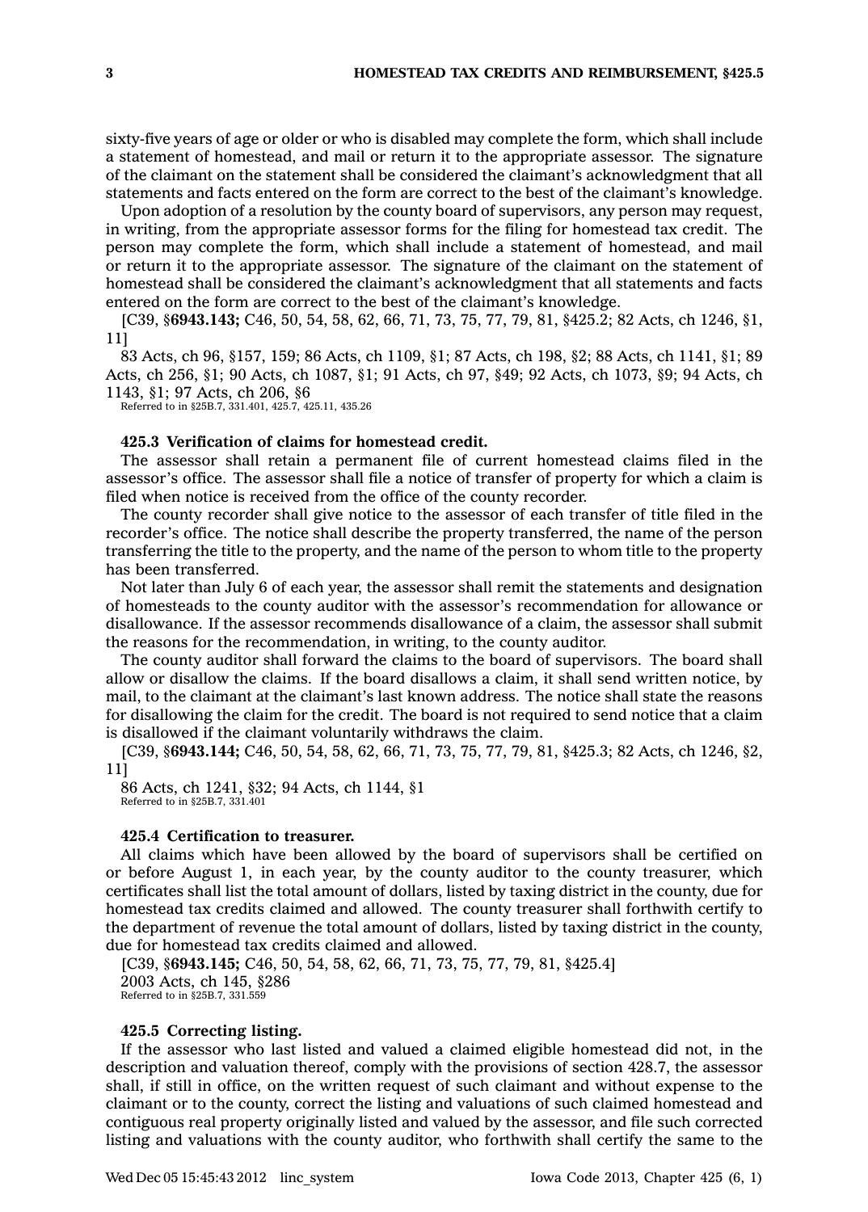sixty-five years of age or older or who is disabled may complete the form, which shall include a statement of homestead, and mail or return it to the appropriate assessor. The signature of the claimant on the statement shall be considered the claimant's acknowledgment that all statements and facts entered on the form are correct to the best of the claimant's knowledge.

Upon adoption of a resolution by the county board of supervisors, any person may request, in writing, from the appropriate assessor forms for the filing for homestead tax credit. The person may complete the form, which shall include a statement of homestead, and mail or return it to the appropriate assessor. The signature of the claimant on the statement of homestead shall be considered the claimant's acknowledgment that all statements and facts entered on the form are correct to the best of the claimant's knowledge.

[C39, §**6943.143;** C46, 50, 54, 58, 62, 66, 71, 73, 75, 77, 79, 81, §425.2; 82 Acts, ch 1246, §1, 11]

83 Acts, ch 96, §157, 159; 86 Acts, ch 1109, §1; 87 Acts, ch 198, §2; 88 Acts, ch 1141, §1; 89 Acts, ch 256, §1; 90 Acts, ch 1087, §1; 91 Acts, ch 97, §49; 92 Acts, ch 1073, §9; 94 Acts, ch 1143, §1; 97 Acts, ch 206, §6

Referred to in §25B.7, 331.401, 425.7, 425.11, 435.26

**425.3 Verification of claims for homestead credit.**

The assessor shall retain a permanent file of current homestead claims filed in the assessor's office. The assessor shall file a notice of transfer of property for which a claim is filed when notice is received from the office of the county recorder.

The county recorder shall give notice to the assessor of each transfer of title filed in the recorder's office. The notice shall describe the property transferred, the name of the person transferring the title to the property, and the name of the person to whom title to the property has been transferred.

Not later than July 6 of each year, the assessor shall remit the statements and designation of homesteads to the county auditor with the assessor's recommendation for allowance or disallowance. If the assessor recommends disallowance of a claim, the assessor shall submit the reasons for the recommendation, in writing, to the county auditor.

The county auditor shall forward the claims to the board of supervisors. The board shall allow or disallow the claims. If the board disallows a claim, it shall send written notice, by mail, to the claimant at the claimant's last known address. The notice shall state the reasons for disallowing the claim for the credit. The board is not required to send notice that a claim is disallowed if the claimant voluntarily withdraws the claim.

[C39, §**6943.144;** C46, 50, 54, 58, 62, 66, 71, 73, 75, 77, 79, 81, §425.3; 82 Acts, ch 1246, §2, 11]

86 Acts, ch 1241, §32; 94 Acts, ch 1144, §1

Referred to in §25B.7, 331.401

**425.4 Certification to treasurer.**

All claims which have been allowed by the board of supervisors shall be certified on or before August 1, in each year, by the county auditor to the county treasurer, which certificates shall list the total amount of dollars, listed by taxing district in the county, due for homestead tax credits claimed and allowed. The county treasurer shall forthwith certify to the department of revenue the total amount of dollars, listed by taxing district in the county, due for homestead tax credits claimed and allowed.

[C39, §**6943.145;** C46, 50, 54, 58, 62, 66, 71, 73, 75, 77, 79, 81, §425.4]

2003 Acts, ch 145, §286

Referred to in §25B.7, 331.559

**425.5 Correcting listing.**

If the assessor who last listed and valued a claimed eligible homestead did not, in the description and valuation thereof, comply with the provisions of section 428.7, the assessor shall, if still in office, on the written request of such claimant and without expense to the claimant or to the county, correct the listing and valuations of such claimed homestead and contiguous real property originally listed and valued by the assessor, and file such corrected listing and valuations with the county auditor, who forthwith shall certify the same to the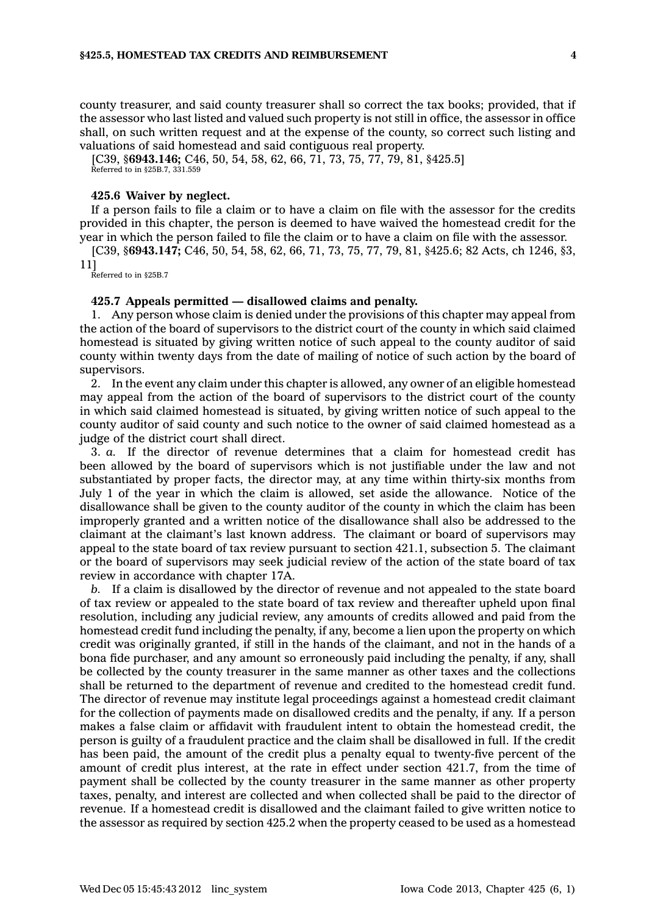county treasurer, and said county treasurer shall so correct the tax books; provided, that if the assessor who last listed and valued such property is not still in office, the assessor in office shall, on such written request and at the expense of the county, so correct such listing and valuations of said homestead and said contiguous real property.

[C39, §**6943.146;** C46, 50, 54, 58, 62, 66, 71, 73, 75, 77, 79, 81, §425.5]

Referred to in §25B.7, 331.559

**425.6 Waiver by neglect.**

If a person fails to file a claim or to have a claim on file with the assessor for the credits provided in this chapter, the person is deemed to have waived the homestead credit for the year in which the person failed to file the claim or to have a claim on file with the assessor.

[C39, §**6943.147;** C46, 50, 54, 58, 62, 66, 71, 73, 75, 77, 79, 81, §425.6; 82 Acts, ch 1246, §3, 11]

Referred to in §25B.7

**425.7 Appeals permitted — disallowed claims and penalty.**

1. Any person whose claim is denied under the provisions of this chapter may appeal from the action of the board of supervisors to the district court of the county in which said claimed homestead is situated by giving written notice of such appeal to the county auditor of said county within twenty days from the date of mailing of notice of such action by the board of supervisors.

2. In the event any claim under this chapter is allowed, any owner of an eligible homestead may appeal from the action of the board of supervisors to the district court of the county in which said claimed homestead is situated, by giving written notice of such appeal to the county auditor of said county and such notice to the owner of said claimed homestead as a judge of the district court shall direct.

3. *a.* If the director of revenue determines that a claim for homestead credit has been allowed by the board of supervisors which is not justifiable under the law and not substantiated by proper facts, the director may, at any time within thirty-six months from July 1 of the year in which the claim is allowed, set aside the allowance. Notice of the disallowance shall be given to the county auditor of the county in which the claim has been improperly granted and a written notice of the disallowance shall also be addressed to the claimant at the claimant's last known address. The claimant or board of supervisors may appeal to the state board of tax review pursuant to section 421.1, subsection 5. The claimant or the board of supervisors may seek judicial review of the action of the state board of tax review in accordance with chapter 17A.

*b.* If a claim is disallowed by the director of revenue and not appealed to the state board of tax review or appealed to the state board of tax review and thereafter upheld upon final resolution, including any judicial review, any amounts of credits allowed and paid from the homestead credit fund including the penalty, if any, become a lien upon the property on which credit was originally granted, if still in the hands of the claimant, and not in the hands of a bona fide purchaser, and any amount so erroneously paid including the penalty, if any, shall be collected by the county treasurer in the same manner as other taxes and the collections shall be returned to the department of revenue and credited to the homestead credit fund. The director of revenue may institute legal proceedings against a homestead credit claimant for the collection of payments made on disallowed credits and the penalty, if any. If a person makes a false claim or affidavit with fraudulent intent to obtain the homestead credit, the person is guilty of a fraudulent practice and the claim shall be disallowed in full. If the credit has been paid, the amount of the credit plus a penalty equal to twenty-five percent of the amount of credit plus interest, at the rate in effect under section 421.7, from the time of payment shall be collected by the county treasurer in the same manner as other property taxes, penalty, and interest are collected and when collected shall be paid to the director of revenue. If a homestead credit is disallowed and the claimant failed to give written notice to the assessor as required by section 425.2 when the property ceased to be used as a homestead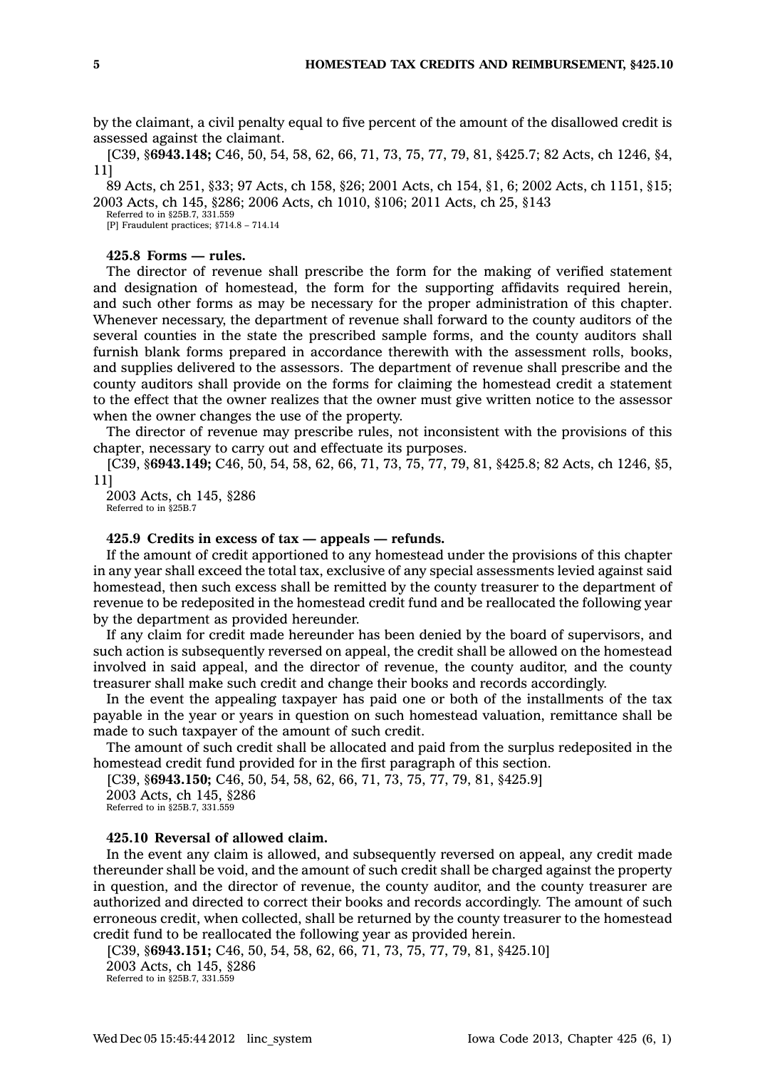by the claimant, a civil penalty equal to five percent of the amount of the disallowed credit is assessed against the claimant.

[C39, §**6943.148;** C46, 50, 54, 58, 62, 66, 71, 73, 75, 77, 79, 81, §425.7; 82 Acts, ch 1246, §4, 11]

89 Acts, ch 251, §33; 97 Acts, ch 158, §26; 2001 Acts, ch 154, §1, 6; 2002 Acts, ch 1151, §15; 2003 Acts, ch 145, §286; 2006 Acts, ch 1010, §106; 2011 Acts, ch 25, §143

Referred to in §25B.7, 331.559

[P] Fraudulent practices; §714.8 – 714.14

#### 425.8 Forms — rules.

The director of revenue shall prescribe the form for the making of verified statement and designation of homestead, the form for the supporting affidavits required herein, and such other forms as may be necessary for the proper administration of this chapter. Whenever necessary, the department of revenue shall forward to the county auditors of the several counties in the state the prescribed sample forms, and the county auditors shall furnish blank forms prepared in accordance therewith with the assessment rolls, books, and supplies delivered to the assessors. The department of revenue shall prescribe and the county auditors shall provide on the forms for claiming the homestead credit a statement to the effect that the owner realizes that the owner must give written notice to the assessor when the owner changes the use of the property.

The director of revenue may prescribe rules, not inconsistent with the provisions of this chapter, necessary to carry out and effectuate its purposes.

[C39, §**6943.149;** C46, 50, 54, 58, 62, 66, 71, 73, 75, 77, 79, 81, §425.8; 82 Acts, ch 1246, §5, 11]

2003 Acts, ch 145, §286

Referred to in §25B.7

#### 425.9 Credits in excess of tax — appeals — refunds.

If the amount of credit apportioned to any homestead under the provisions of this chapter in any year shall exceed the total tax, exclusive of any special assessments levied against said homestead, then such excess shall be remitted by the county treasurer to the department of revenue to be redeposited in the homestead credit fund and be reallocated the following year by the department as provided hereunder.

If any claim for credit made hereunder has been denied by the board of supervisors, and such action is subsequently reversed on appeal, the credit shall be allowed on the homestead involved in said appeal, and the director of revenue, the county auditor, and the county treasurer shall make such credit and change their books and records accordingly.

In the event the appealing taxpayer has paid one or both of the installments of the tax payable in the year or years in question on such homestead valuation, remittance shall be made to such taxpayer of the amount of such credit.

The amount of such credit shall be allocated and paid from the surplus redeposited in the homestead credit fund provided for in the first paragraph of this section.

[C39, §**6943.150;** C46, 50, 54, 58, 62, 66, 71, 73, 75, 77, 79, 81, §425.9]

2003 Acts, ch 145, §286

Referred to in §25B.7, 331.559

#### 425.10 Reversal of allowed claim.

In the event any claim is allowed, and subsequently reversed on appeal, any credit made thereunder shall be void, and the amount of such credit shall be charged against the property in question, and the director of revenue, the county auditor, and the county treasurer are authorized and directed to correct their books and records accordingly. The amount of such erroneous credit, when collected, shall be returned by the county treasurer to the homestead credit fund to be reallocated the following year as provided herein.

[C39, §**6943.151;** C46, 50, 54, 58, 62, 66, 71, 73, 75, 77, 79, 81, §425.10]

2003 Acts, ch 145, §286

Referred to in §25B.7, 331.559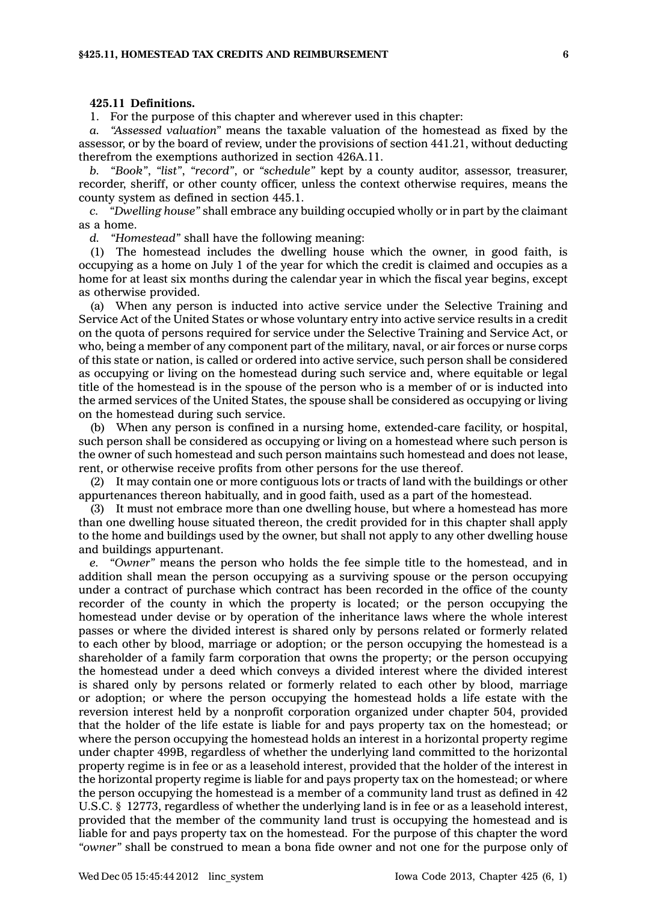**425.11 Definitions.**

1. For the purpose of this chapter and wherever used in this chapter:

*a. "Assessed valuation"* means the taxable valuation of the homestead as fixed by the assessor, or by the board of review, under the provisions of section 441.21, without deducting therefrom the exemptions authorized in section 426A.11.

*b. "Book"*, *"list"*, *"record"*, or *"schedule"* kept by a county auditor, assessor, treasurer, recorder, sheriff, or other county officer, unless the context otherwise requires, means the county system as defined in section 445.1.

*c. "Dwelling house"* shall embrace any building occupied wholly or in part by the claimant as a home.

*d. "Homestead"* shall have the following meaning:

(1) The homestead includes the dwelling house which the owner, in good faith, is occupying as a home on July 1 of the year for which the credit is claimed and occupies as a home for at least six months during the calendar year in which the fiscal year begins, except as otherwise provided.

(a) When any person is inducted into active service under the Selective Training and Service Act of the United States or whose voluntary entry into active service results in a credit on the quota of persons required for service under the Selective Training and Service Act, or who, being a member of any component part of the military, naval, or air forces or nurse corps of this state or nation, is called or ordered into active service, such person shall be considered as occupying or living on the homestead during such service and, where equitable or legal title of the homestead is in the spouse of the person who is a member of or is inducted into the armed services of the United States, the spouse shall be considered as occupying or living on the homestead during such service.

(b) When any person is confined in a nursing home, extended-care facility, or hospital, such person shall be considered as occupying or living on a homestead where such person is the owner of such homestead and such person maintains such homestead and does not lease, rent, or otherwise receive profits from other persons for the use thereof.

(2) It may contain one or more contiguous lots or tracts of land with the buildings or other appurtenances thereon habitually, and in good faith, used as a part of the homestead.

(3) It must not embrace more than one dwelling house, but where a homestead has more than one dwelling house situated thereon, the credit provided for in this chapter shall apply to the home and buildings used by the owner, but shall not apply to any other dwelling house and buildings appurtenant.

*e. "Owner"* means the person who holds the fee simple title to the homestead, and in addition shall mean the person occupying as a surviving spouse or the person occupying under a contract of purchase which contract has been recorded in the office of the county recorder of the county in which the property is located; or the person occupying the homestead under devise or by operation of the inheritance laws where the whole interest passes or where the divided interest is shared only by persons related or formerly related to each other by blood, marriage or adoption; or the person occupying the homestead is a shareholder of a family farm corporation that owns the property; or the person occupying the homestead under a deed which conveys a divided interest where the divided interest is shared only by persons related or formerly related to each other by blood, marriage or adoption; or where the person occupying the homestead holds a life estate with the reversion interest held by a nonprofit corporation organized under chapter 504, provided that the holder of the life estate is liable for and pays property tax on the homestead; or where the person occupying the homestead holds an interest in a horizontal property regime under chapter 499B, regardless of whether the underlying land committed to the horizontal property regime is in fee or as a leasehold interest, provided that the holder of the interest in the horizontal property regime is liable for and pays property tax on the homestead; or where the person occupying the homestead is a member of a community land trust as defined in 42 U.S.C. § 12773, regardless of whether the underlying land is in fee or as a leasehold interest, provided that the member of the community land trust is occupying the homestead and is liable for and pays property tax on the homestead. For the purpose of this chapter the word *"owner"* shall be construed to mean a bona fide owner and not one for the purpose only of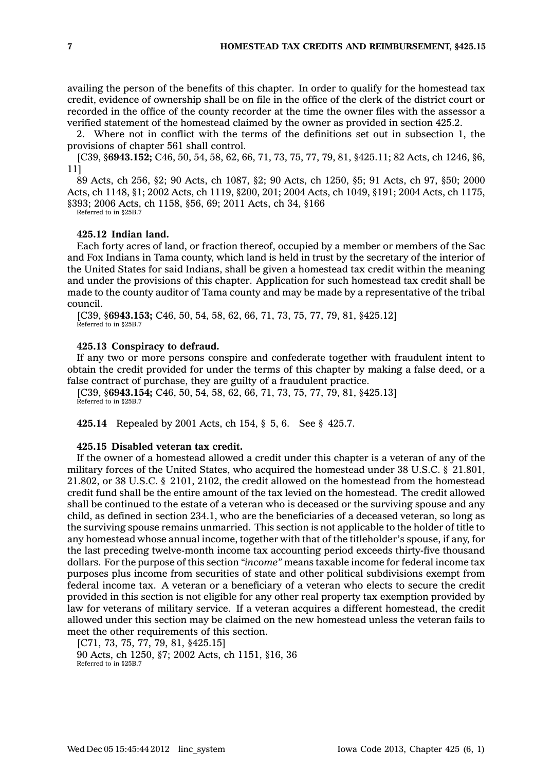availing the person of the benefits of this chapter. In order to qualify for the homestead tax credit, evidence of ownership shall be on file in the office of the clerk of the district court or recorded in the office of the county recorder at the time the owner files with the assessor a verified statement of the homestead claimed by the owner as provided in section 425.2.

2. Where not in conflict with the terms of the definitions set out in subsection 1, the provisions of chapter 561 shall control.

[C39, §**6943.152;** C46, 50, 54, 58, 62, 66, 71, 73, 75, 77, 79, 81, §425.11; 82 Acts, ch 1246, §6, 11]

89 Acts, ch 256, §2; 90 Acts, ch 1087, §2; 90 Acts, ch 1250, §5; 91 Acts, ch 97, §50; 2000 Acts, ch 1148, §1; 2002 Acts, ch 1119, §200, 201; 2004 Acts, ch 1049, §191; 2004 Acts, ch 1175, §393; 2006 Acts, ch 1158, §56, 69; 2011 Acts, ch 34, §166

Referred to in §25B.7

**425.12 Indian land.**

Each forty acres of land, or fraction thereof, occupied by a member or members of the Sac and Fox Indians in Tama county, which land is held in trust by the secretary of the interior of the United States for said Indians, shall be given a homestead tax credit within the meaning and under the provisions of this chapter. Application for such homestead tax credit shall be made to the county auditor of Tama county and may be made by a representative of the tribal council.

[C39, §**6943.153;** C46, 50, 54, 58, 62, 66, 71, 73, 75, 77, 79, 81, §425.12]

Referred to in §25B.7

**425.13 Conspiracy to defraud.**

If any two or more persons conspire and confederate together with fraudulent intent to obtain the credit provided for under the terms of this chapter by making a false deed, or a false contract of purchase, they are guilty of a fraudulent practice.

[C39, §**6943.154;** C46, 50, 54, 58, 62, 66, 71, 73, 75, 77, 79, 81, §425.13]

Referred to in §25B.7

**425.14** Repealed by 2001 Acts, ch 154, § 5, 6. See § 425.7.

**425.15 Disabled veteran tax credit.**

If the owner of a homestead allowed a credit under this chapter is a veteran of any of the military forces of the United States, who acquired the homestead under 38 U.S.C. § 21.801, 21.802, or 38 U.S.C. § 2101, 2102, the credit allowed on the homestead from the homestead credit fund shall be the entire amount of the tax levied on the homestead. The credit allowed shall be continued to the estate of a veteran who is deceased or the surviving spouse and any child, as defined in section 234.1, who are the beneficiaries of a deceased veteran, so long as the surviving spouse remains unmarried. This section is not applicable to the holder of title to any homestead whose annual income, together with that of the titleholder's spouse, if any, for the last preceding twelve-month income tax accounting period exceeds thirty-five thousand dollars. For the purpose of this section *"income"* means taxable income for federal income tax purposes plus income from securities of state and other political subdivisions exempt from federal income tax. A veteran or a beneficiary of a veteran who elects to secure the credit provided in this section is not eligible for any other real property tax exemption provided by law for veterans of military service. If a veteran acquires a different homestead, the credit allowed under this section may be claimed on the new homestead unless the veteran fails to meet the other requirements of this section.

[C71, 73, 75, 77, 79, 81, §425.15]

90 Acts, ch 1250, §7; 2002 Acts, ch 1151, §16, 36

Referred to in §25B.7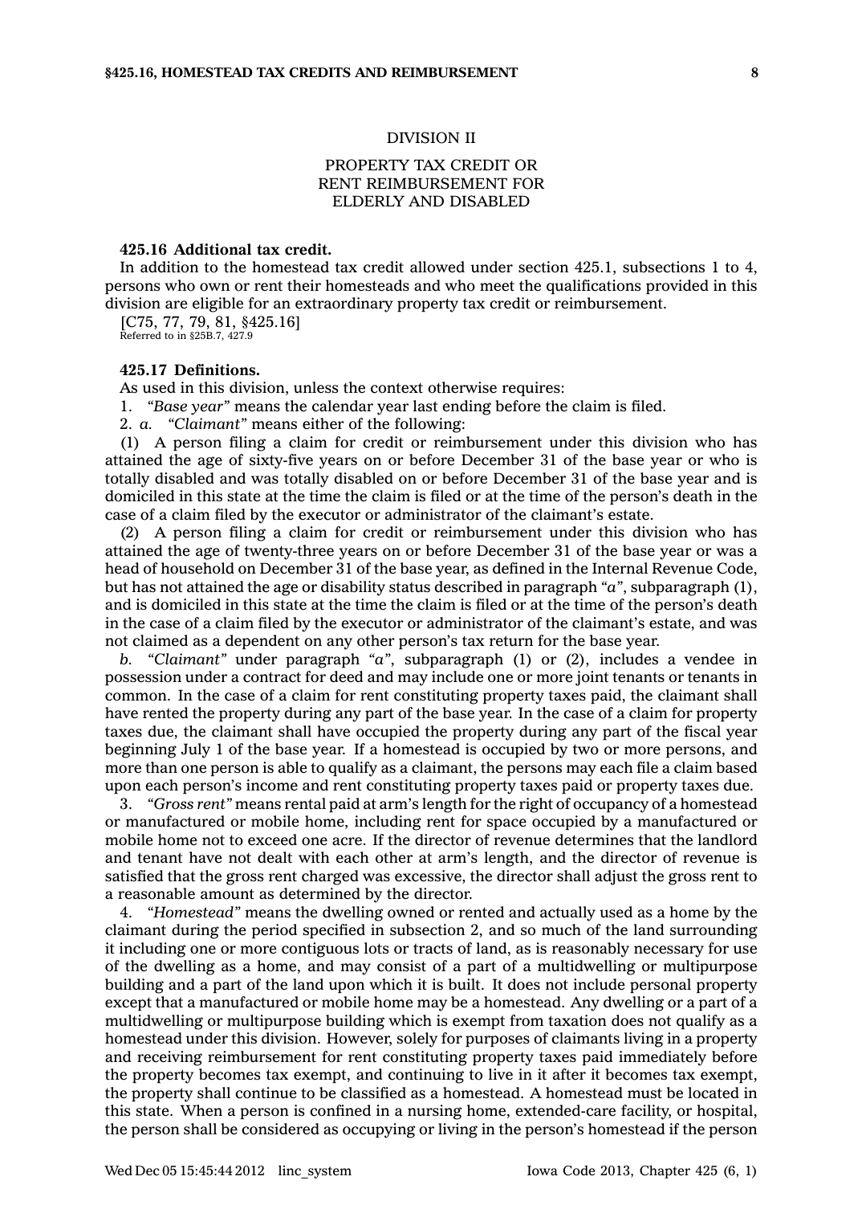DIVISION II

PROPERTY TAX CREDIT OR
RENT REIMBURSEMENT FOR
ELDERLY AND DISABLED

**425.16 Additional tax credit.**

In addition to the homestead tax credit allowed under section 425.1, subsections 1 to 4, persons who own or rent their homesteads and who meet the qualifications provided in this division are eligible for an extraordinary property tax credit or reimbursement.

[C75, 77, 79, 81, §425.16]

Referred to in §25B.7, 427.9

**425.17 Definitions.**

As used in this division, unless the context otherwise requires:

1. *"Base year"* means the calendar year last ending before the claim is filed.

2. *a. "Claimant"* means either of the following:

(1) A person filing a claim for credit or reimbursement under this division who has attained the age of sixty-five years on or before December 31 of the base year or who is totally disabled and was totally disabled on or before December 31 of the base year and is domiciled in this state at the time the claim is filed or at the time of the person's death in the case of a claim filed by the executor or administrator of the claimant's estate.

(2) A person filing a claim for credit or reimbursement under this division who has attained the age of twenty-three years on or before December 31 of the base year or was a head of household on December 31 of the base year, as defined in the Internal Revenue Code, but has not attained the age or disability status described in paragraph *"a"*, subparagraph (1), and is domiciled in this state at the time the claim is filed or at the time of the person's death in the case of a claim filed by the executor or administrator of the claimant's estate, and was not claimed as a dependent on any other person's tax return for the base year.

*b. "Claimant"* under paragraph *"a"*, subparagraph (1) or (2), includes a vendee in possession under a contract for deed and may include one or more joint tenants or tenants in common. In the case of a claim for rent constituting property taxes paid, the claimant shall have rented the property during any part of the base year. In the case of a claim for property taxes due, the claimant shall have occupied the property during any part of the fiscal year beginning July 1 of the base year. If a homestead is occupied by two or more persons, and more than one person is able to qualify as a claimant, the persons may each file a claim based upon each person's income and rent constituting property taxes paid or property taxes due.

3. *"Gross rent"* means rental paid at arm's length for the right of occupancy of a homestead or manufactured or mobile home, including rent for space occupied by a manufactured or mobile home not to exceed one acre. If the director of revenue determines that the landlord and tenant have not dealt with each other at arm's length, and the director of revenue is satisfied that the gross rent charged was excessive, the director shall adjust the gross rent to a reasonable amount as determined by the director.

4. *"Homestead"* means the dwelling owned or rented and actually used as a home by the claimant during the period specified in subsection 2, and so much of the land surrounding it including one or more contiguous lots or tracts of land, as is reasonably necessary for use of the dwelling as a home, and may consist of a part of a multidwelling or multipurpose building and a part of the land upon which it is built. It does not include personal property except that a manufactured or mobile home may be a homestead. Any dwelling or a part of a multidwelling or multipurpose building which is exempt from taxation does not qualify as a homestead under this division. However, solely for purposes of claimants living in a property and receiving reimbursement for rent constituting property taxes paid immediately before the property becomes tax exempt, and continuing to live in it after it becomes tax exempt, the property shall continue to be classified as a homestead. A homestead must be located in this state. When a person is confined in a nursing home, extended-care facility, or hospital, the person shall be considered as occupying or living in the person's homestead if the person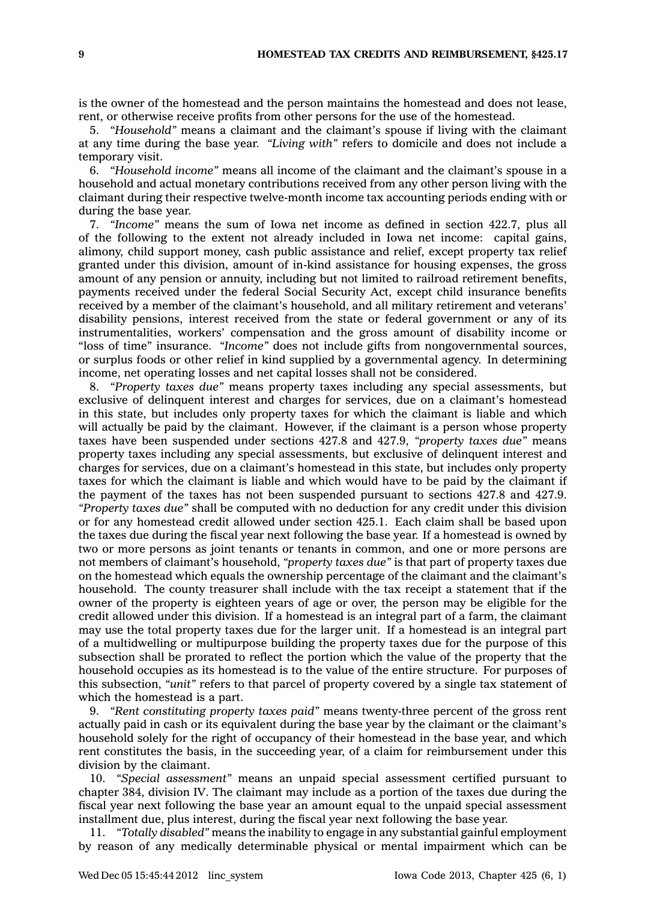is the owner of the homestead and the person maintains the homestead and does not lease, rent, or otherwise receive profits from other persons for the use of the homestead.

5. *"Household"* means a claimant and the claimant's spouse if living with the claimant at any time during the base year. *"Living with"* refers to domicile and does not include a temporary visit.

6. *"Household income"* means all income of the claimant and the claimant's spouse in a household and actual monetary contributions received from any other person living with the claimant during their respective twelve-month income tax accounting periods ending with or during the base year.

7. *"Income"* means the sum of Iowa net income as defined in section 422.7, plus all of the following to the extent not already included in Iowa net income: capital gains, alimony, child support money, cash public assistance and relief, except property tax relief granted under this division, amount of in-kind assistance for housing expenses, the gross amount of any pension or annuity, including but not limited to railroad retirement benefits, payments received under the federal Social Security Act, except child insurance benefits received by a member of the claimant's household, and all military retirement and veterans' disability pensions, interest received from the state or federal government or any of its instrumentalities, workers' compensation and the gross amount of disability income or "loss of time" insurance. *"Income"* does not include gifts from nongovernmental sources, or surplus foods or other relief in kind supplied by a governmental agency. In determining income, net operating losses and net capital losses shall not be considered.

8. *"Property taxes due"* means property taxes including any special assessments, but exclusive of delinquent interest and charges for services, due on a claimant's homestead in this state, but includes only property taxes for which the claimant is liable and which will actually be paid by the claimant. However, if the claimant is a person whose property taxes have been suspended under sections 427.8 and 427.9, *"property taxes due"* means property taxes including any special assessments, but exclusive of delinquent interest and charges for services, due on a claimant's homestead in this state, but includes only property taxes for which the claimant is liable and which would have to be paid by the claimant if the payment of the taxes has not been suspended pursuant to sections 427.8 and 427.9. *"Property taxes due"* shall be computed with no deduction for any credit under this division or for any homestead credit allowed under section 425.1. Each claim shall be based upon the taxes due during the fiscal year next following the base year. If a homestead is owned by two or more persons as joint tenants or tenants in common, and one or more persons are not members of claimant's household, *"property taxes due"* is that part of property taxes due on the homestead which equals the ownership percentage of the claimant and the claimant's household. The county treasurer shall include with the tax receipt a statement that if the owner of the property is eighteen years of age or over, the person may be eligible for the credit allowed under this division. If a homestead is an integral part of a farm, the claimant may use the total property taxes due for the larger unit. If a homestead is an integral part of a multidwelling or multipurpose building the property taxes due for the purpose of this subsection shall be prorated to reflect the portion which the value of the property that the household occupies as its homestead is to the value of the entire structure. For purposes of this subsection, *"unit"* refers to that parcel of property covered by a single tax statement of which the homestead is a part.

9. *"Rent constituting property taxes paid"* means twenty-three percent of the gross rent actually paid in cash or its equivalent during the base year by the claimant or the claimant's household solely for the right of occupancy of their homestead in the base year, and which rent constitutes the basis, in the succeeding year, of a claim for reimbursement under this division by the claimant.

10. *"Special assessment"* means an unpaid special assessment certified pursuant to chapter 384, division IV. The claimant may include as a portion of the taxes due during the fiscal year next following the base year an amount equal to the unpaid special assessment installment due, plus interest, during the fiscal year next following the base year.

11. *"Totally disabled"* means the inability to engage in any substantial gainful employment by reason of any medically determinable physical or mental impairment which can be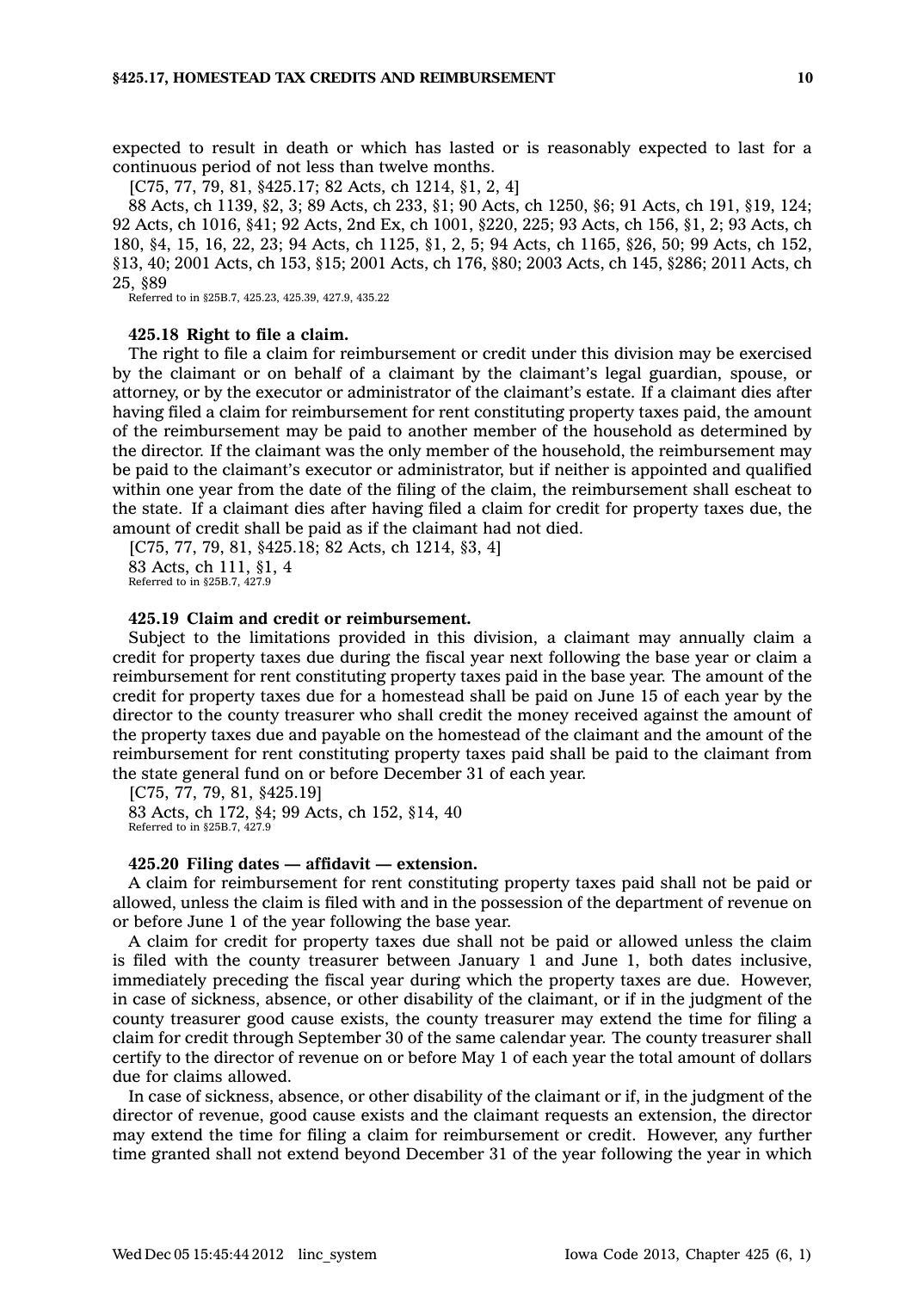expected to result in death or which has lasted or is reasonably expected to last for a continuous period of not less than twelve months.

[C75, 77, 79, 81, §425.17; 82 Acts, ch 1214, §1, 2, 4]

88 Acts, ch 1139, §2, 3; 89 Acts, ch 233, §1; 90 Acts, ch 1250, §6; 91 Acts, ch 191, §19, 124; 92 Acts, ch 1016, §41; 92 Acts, 2nd Ex, ch 1001, §220, 225; 93 Acts, ch 156, §1, 2; 93 Acts, ch 180, §4, 15, 16, 22, 23; 94 Acts, ch 1125, §1, 2, 5; 94 Acts, ch 1165, §26, 50; 99 Acts, ch 152, §13, 40; 2001 Acts, ch 153, §15; 2001 Acts, ch 176, §80; 2003 Acts, ch 145, §286; 2011 Acts, ch 25, §89

Referred to in §25B.7, 425.23, 425.39, 427.9, 435.22

**425.18 Right to file a claim.**

The right to file a claim for reimbursement or credit under this division may be exercised by the claimant or on behalf of a claimant by the claimant's legal guardian, spouse, or attorney, or by the executor or administrator of the claimant's estate. If a claimant dies after having filed a claim for reimbursement for rent constituting property taxes paid, the amount of the reimbursement may be paid to another member of the household as determined by the director. If the claimant was the only member of the household, the reimbursement may be paid to the claimant's executor or administrator, but if neither is appointed and qualified within one year from the date of the filing of the claim, the reimbursement shall escheat to the state. If a claimant dies after having filed a claim for credit for property taxes due, the amount of credit shall be paid as if the claimant had not died.

[C75, 77, 79, 81, §425.18; 82 Acts, ch 1214, §3, 4]

83 Acts, ch 111, §1, 4

Referred to in §25B.7, 427.9

**425.19 Claim and credit or reimbursement.**

Subject to the limitations provided in this division, a claimant may annually claim a credit for property taxes due during the fiscal year next following the base year or claim a reimbursement for rent constituting property taxes paid in the base year. The amount of the credit for property taxes due for a homestead shall be paid on June 15 of each year by the director to the county treasurer who shall credit the money received against the amount of the property taxes due and payable on the homestead of the claimant and the amount of the reimbursement for rent constituting property taxes paid shall be paid to the claimant from the state general fund on or before December 31 of each year.

[C75, 77, 79, 81, §425.19]

83 Acts, ch 172, §4; 99 Acts, ch 152, §14, 40

Referred to in §25B.7, 427.9

**425.20 Filing dates — affidavit — extension.**

A claim for reimbursement for rent constituting property taxes paid shall not be paid or allowed, unless the claim is filed with and in the possession of the department of revenue on or before June 1 of the year following the base year.

A claim for credit for property taxes due shall not be paid or allowed unless the claim is filed with the county treasurer between January 1 and June 1, both dates inclusive, immediately preceding the fiscal year during which the property taxes are due. However, in case of sickness, absence, or other disability of the claimant, or if in the judgment of the county treasurer good cause exists, the county treasurer may extend the time for filing a claim for credit through September 30 of the same calendar year. The county treasurer shall certify to the director of revenue on or before May 1 of each year the total amount of dollars due for claims allowed.

In case of sickness, absence, or other disability of the claimant or if, in the judgment of the director of revenue, good cause exists and the claimant requests an extension, the director may extend the time for filing a claim for reimbursement or credit. However, any further time granted shall not extend beyond December 31 of the year following the year in which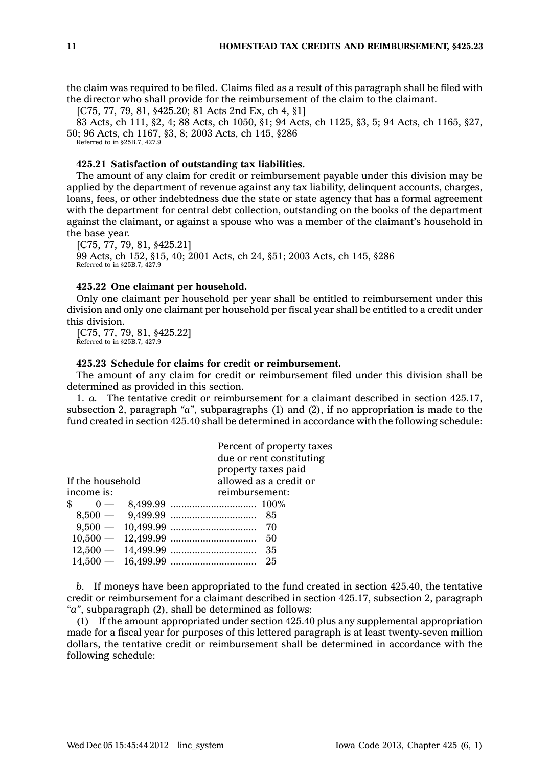the claim was required to be filed. Claims filed as a result of this paragraph shall be filed with the director who shall provide for the reimbursement of the claim to the claimant.

[C75, 77, 79, 81, §425.20; 81 Acts 2nd Ex, ch 4, §1]

83 Acts, ch 111, §2, 4; 88 Acts, ch 1050, §1; 94 Acts, ch 1125, §3, 5; 94 Acts, ch 1165, §27, 50; 96 Acts, ch 1167, §3, 8; 2003 Acts, ch 145, §286

Referred to in §25B.7, 427.9

**425.21 Satisfaction of outstanding tax liabilities.**

The amount of any claim for credit or reimbursement payable under this division may be applied by the department of revenue against any tax liability, delinquent accounts, charges, loans, fees, or other indebtedness due the state or state agency that has a formal agreement with the department for central debt collection, outstanding on the books of the department against the claimant, or against a spouse who was a member of the claimant's household in the base year.

[C75, 77, 79, 81, §425.21]

99 Acts, ch 152, §15, 40; 2001 Acts, ch 24, §51; 2003 Acts, ch 145, §286

Referred to in §25B.7, 427.9

**425.22 One claimant per household.**

Only one claimant per household per year shall be entitled to reimbursement under this division and only one claimant per household per fiscal year shall be entitled to a credit under this division.

[C75, 77, 79, 81, §425.22]

Referred to in §25B.7, 427.9

**425.23 Schedule for claims for credit or reimbursement.**

The amount of any claim for credit or reimbursement filed under this division shall be determined as provided in this section.

1. *a.* The tentative credit or reimbursement for a claimant described in section 425.17, subsection 2, paragraph *"a"*, subparagraphs (1) and (2), if no appropriation is made to the fund created in section 425.40 shall be determined in accordance with the following schedule:

| If the household income is: | Percent of property taxes due or rent constituting property taxes paid allowed as a credit or reimbursement: |
|---|---|
| $ 0 — 8,499.99 | 100% |
| 8,500 — 9,499.99 | 85 |
| 9,500 — 10,499.99 | 70 |
| 10,500 — 12,499.99 | 50 |
| 12,500 — 14,499.99 | 35 |
| 14,500 — 16,499.99 | 25 |

*b.* If moneys have been appropriated to the fund created in section 425.40, the tentative credit or reimbursement for a claimant described in section 425.17, subsection 2, paragraph *"a"*, subparagraph (2), shall be determined as follows:

(1) If the amount appropriated under section 425.40 plus any supplemental appropriation made for a fiscal year for purposes of this lettered paragraph is at least twenty-seven million dollars, the tentative credit or reimbursement shall be determined in accordance with the following schedule: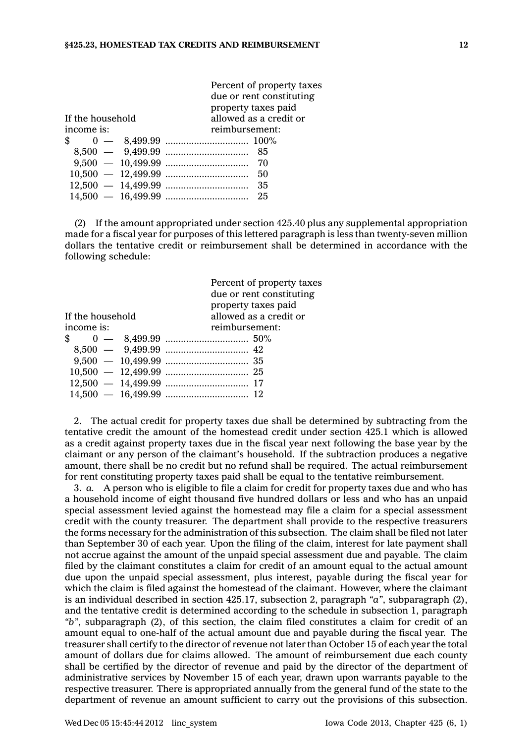| If the household income is: | Percent of property taxes due or rent constituting property taxes paid allowed as a credit or reimbursement: |
|---|---|
| $ 0 — 8,499.99 | 100% |
| 8,500 — 9,499.99 | 85 |
| 9,500 — 10,499.99 | 70 |
| 10,500 — 12,499.99 | 50 |
| 12,500 — 14,499.99 | 35 |
| 14,500 — 16,499.99 | 25 |

(2) If the amount appropriated under section 425.40 plus any supplemental appropriation made for a fiscal year for purposes of this lettered paragraph is less than twenty-seven million dollars the tentative credit or reimbursement shall be determined in accordance with the following schedule:

| If the household income is: | Percent of property taxes due or rent constituting property taxes paid allowed as a credit or reimbursement: |
|---|---|
| $ 0 — 8,499.99 | 50% |
| 8,500 — 9,499.99 | 42 |
| 9,500 — 10,499.99 | 35 |
| 10,500 — 12,499.99 | 25 |
| 12,500 — 14,499.99 | 17 |
| 14,500 — 16,499.99 | 12 |

2. The actual credit for property taxes due shall be determined by subtracting from the tentative credit the amount of the homestead credit under section 425.1 which is allowed as a credit against property taxes due in the fiscal year next following the base year by the claimant or any person of the claimant's household. If the subtraction produces a negative amount, there shall be no credit but no refund shall be required. The actual reimbursement for rent constituting property taxes paid shall be equal to the tentative reimbursement.

3. *a.* A person who is eligible to file a claim for credit for property taxes due and who has a household income of eight thousand five hundred dollars or less and who has an unpaid special assessment levied against the homestead may file a claim for a special assessment credit with the county treasurer. The department shall provide to the respective treasurers the forms necessary for the administration of this subsection. The claim shall be filed not later than September 30 of each year. Upon the filing of the claim, interest for late payment shall not accrue against the amount of the unpaid special assessment due and payable. The claim filed by the claimant constitutes a claim for credit of an amount equal to the actual amount due upon the unpaid special assessment, plus interest, payable during the fiscal year for which the claim is filed against the homestead of the claimant. However, where the claimant is an individual described in section 425.17, subsection 2, paragraph *"a"*, subparagraph (2), and the tentative credit is determined according to the schedule in subsection 1, paragraph *"b"*, subparagraph (2), of this section, the claim filed constitutes a claim for credit of an amount equal to one-half of the actual amount due and payable during the fiscal year. The treasurer shall certify to the director of revenue not later than October 15 of each year the total amount of dollars due for claims allowed. The amount of reimbursement due each county shall be certified by the director of revenue and paid by the director of the department of administrative services by November 15 of each year, drawn upon warrants payable to the respective treasurer. There is appropriated annually from the general fund of the state to the department of revenue an amount sufficient to carry out the provisions of this subsection.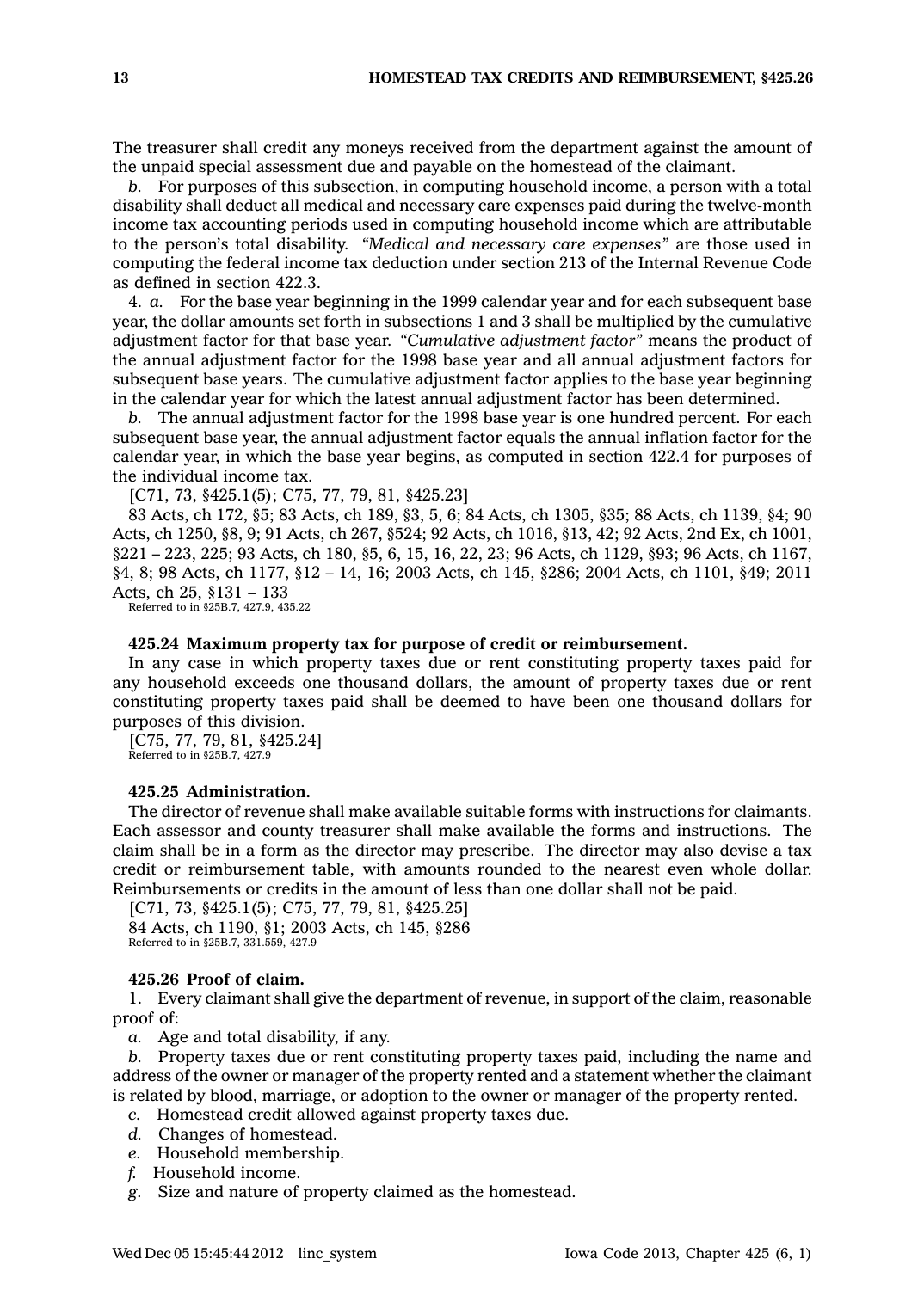The treasurer shall credit any moneys received from the department against the amount of the unpaid special assessment due and payable on the homestead of the claimant.

*b.* For purposes of this subsection, in computing household income, a person with a total disability shall deduct all medical and necessary care expenses paid during the twelve-month income tax accounting periods used in computing household income which are attributable to the person's total disability. *"Medical and necessary care expenses"* are those used in computing the federal income tax deduction under section 213 of the Internal Revenue Code as defined in section 422.3.

4. *a.* For the base year beginning in the 1999 calendar year and for each subsequent base year, the dollar amounts set forth in subsections 1 and 3 shall be multiplied by the cumulative adjustment factor for that base year. *"Cumulative adjustment factor"* means the product of the annual adjustment factor for the 1998 base year and all annual adjustment factors for subsequent base years. The cumulative adjustment factor applies to the base year beginning in the calendar year for which the latest annual adjustment factor has been determined.

*b.* The annual adjustment factor for the 1998 base year is one hundred percent. For each subsequent base year, the annual adjustment factor equals the annual inflation factor for the calendar year, in which the base year begins, as computed in section 422.4 for purposes of the individual income tax.

[C71, 73, §425.1(5); C75, 77, 79, 81, §425.23]

83 Acts, ch 172, §5; 83 Acts, ch 189, §3, 5, 6; 84 Acts, ch 1305, §35; 88 Acts, ch 1139, §4; 90 Acts, ch 1250, §8, 9; 91 Acts, ch 267, §524; 92 Acts, ch 1016, §13, 42; 92 Acts, 2nd Ex, ch 1001, §221 – 223, 225; 93 Acts, ch 180, §5, 6, 15, 16, 22, 23; 96 Acts, ch 1129, §93; 96 Acts, ch 1167, §4, 8; 98 Acts, ch 1177, §12 – 14, 16; 2003 Acts, ch 145, §286; 2004 Acts, ch 1101, §49; 2011 Acts, ch 25, §131 – 133

Referred to in §25B.7, 427.9, 435.22

**425.24 Maximum property tax for purpose of credit or reimbursement.**

In any case in which property taxes due or rent constituting property taxes paid for any household exceeds one thousand dollars, the amount of property taxes due or rent constituting property taxes paid shall be deemed to have been one thousand dollars for purposes of this division.

[C75, 77, 79, 81, §425.24]

Referred to in §25B.7, 427.9

**425.25 Administration.**

The director of revenue shall make available suitable forms with instructions for claimants. Each assessor and county treasurer shall make available the forms and instructions. The claim shall be in a form as the director may prescribe. The director may also devise a tax credit or reimbursement table, with amounts rounded to the nearest even whole dollar. Reimbursements or credits in the amount of less than one dollar shall not be paid.

[C71, 73, §425.1(5); C75, 77, 79, 81, §425.25]

84 Acts, ch 1190, §1; 2003 Acts, ch 145, §286

Referred to in §25B.7, 331.559, 427.9

**425.26 Proof of claim.**

1. Every claimant shall give the department of revenue, in support of the claim, reasonable proof of:

*a.* Age and total disability, if any.

*b.* Property taxes due or rent constituting property taxes paid, including the name and address of the owner or manager of the property rented and a statement whether the claimant is related by blood, marriage, or adoption to the owner or manager of the property rented.

*c.* Homestead credit allowed against property taxes due.

*d.* Changes of homestead.

*e.* Household membership.

*f.* Household income.

*g.* Size and nature of property claimed as the homestead.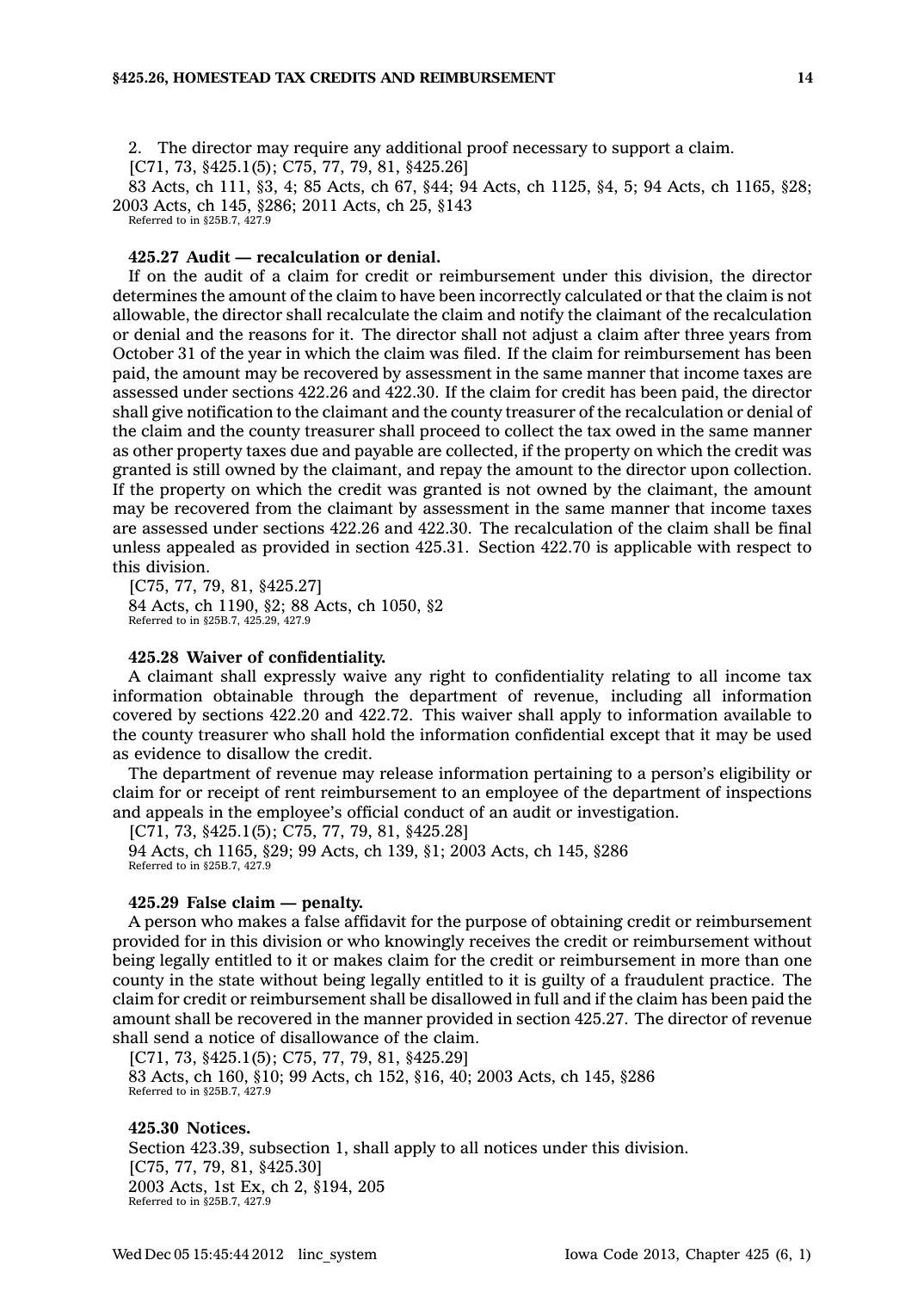2. The director may require any additional proof necessary to support a claim.

[C71, 73, §425.1(5); C75, 77, 79, 81, §425.26]

83 Acts, ch 111, §3, 4; 85 Acts, ch 67, §44; 94 Acts, ch 1125, §4, 5; 94 Acts, ch 1165, §28; 2003 Acts, ch 145, §286; 2011 Acts, ch 25, §143

Referred to in §25B.7, 427.9

**425.27 Audit — recalculation or denial.**

If on the audit of a claim for credit or reimbursement under this division, the director determines the amount of the claim to have been incorrectly calculated or that the claim is not allowable, the director shall recalculate the claim and notify the claimant of the recalculation or denial and the reasons for it. The director shall not adjust a claim after three years from October 31 of the year in which the claim was filed. If the claim for reimbursement has been paid, the amount may be recovered by assessment in the same manner that income taxes are assessed under sections 422.26 and 422.30. If the claim for credit has been paid, the director shall give notification to the claimant and the county treasurer of the recalculation or denial of the claim and the county treasurer shall proceed to collect the tax owed in the same manner as other property taxes due and payable are collected, if the property on which the credit was granted is still owned by the claimant, and repay the amount to the director upon collection. If the property on which the credit was granted is not owned by the claimant, the amount may be recovered from the claimant by assessment in the same manner that income taxes are assessed under sections 422.26 and 422.30. The recalculation of the claim shall be final unless appealed as provided in section 425.31. Section 422.70 is applicable with respect to this division.

[C75, 77, 79, 81, §425.27]

84 Acts, ch 1190, §2; 88 Acts, ch 1050, §2

Referred to in §25B.7, 425.29, 427.9

**425.28 Waiver of confidentiality.**

A claimant shall expressly waive any right to confidentiality relating to all income tax information obtainable through the department of revenue, including all information covered by sections 422.20 and 422.72. This waiver shall apply to information available to the county treasurer who shall hold the information confidential except that it may be used as evidence to disallow the credit.

The department of revenue may release information pertaining to a person's eligibility or claim for or receipt of rent reimbursement to an employee of the department of inspections and appeals in the employee's official conduct of an audit or investigation.

[C71, 73, §425.1(5); C75, 77, 79, 81, §425.28]

94 Acts, ch 1165, §29; 99 Acts, ch 139, §1; 2003 Acts, ch 145, §286

Referred to in §25B.7, 427.9

**425.29 False claim — penalty.**

A person who makes a false affidavit for the purpose of obtaining credit or reimbursement provided for in this division or who knowingly receives the credit or reimbursement without being legally entitled to it or makes claim for the credit or reimbursement in more than one county in the state without being legally entitled to it is guilty of a fraudulent practice. The claim for credit or reimbursement shall be disallowed in full and if the claim has been paid the amount shall be recovered in the manner provided in section 425.27. The director of revenue shall send a notice of disallowance of the claim.

[C71, 73, §425.1(5); C75, 77, 79, 81, §425.29]

83 Acts, ch 160, §10; 99 Acts, ch 152, §16, 40; 2003 Acts, ch 145, §286

Referred to in §25B.7, 427.9

**425.30 Notices.**

Section 423.39, subsection 1, shall apply to all notices under this division.

[C75, 77, 79, 81, §425.30]

2003 Acts, 1st Ex, ch 2, §194, 205

Referred to in §25B.7, 427.9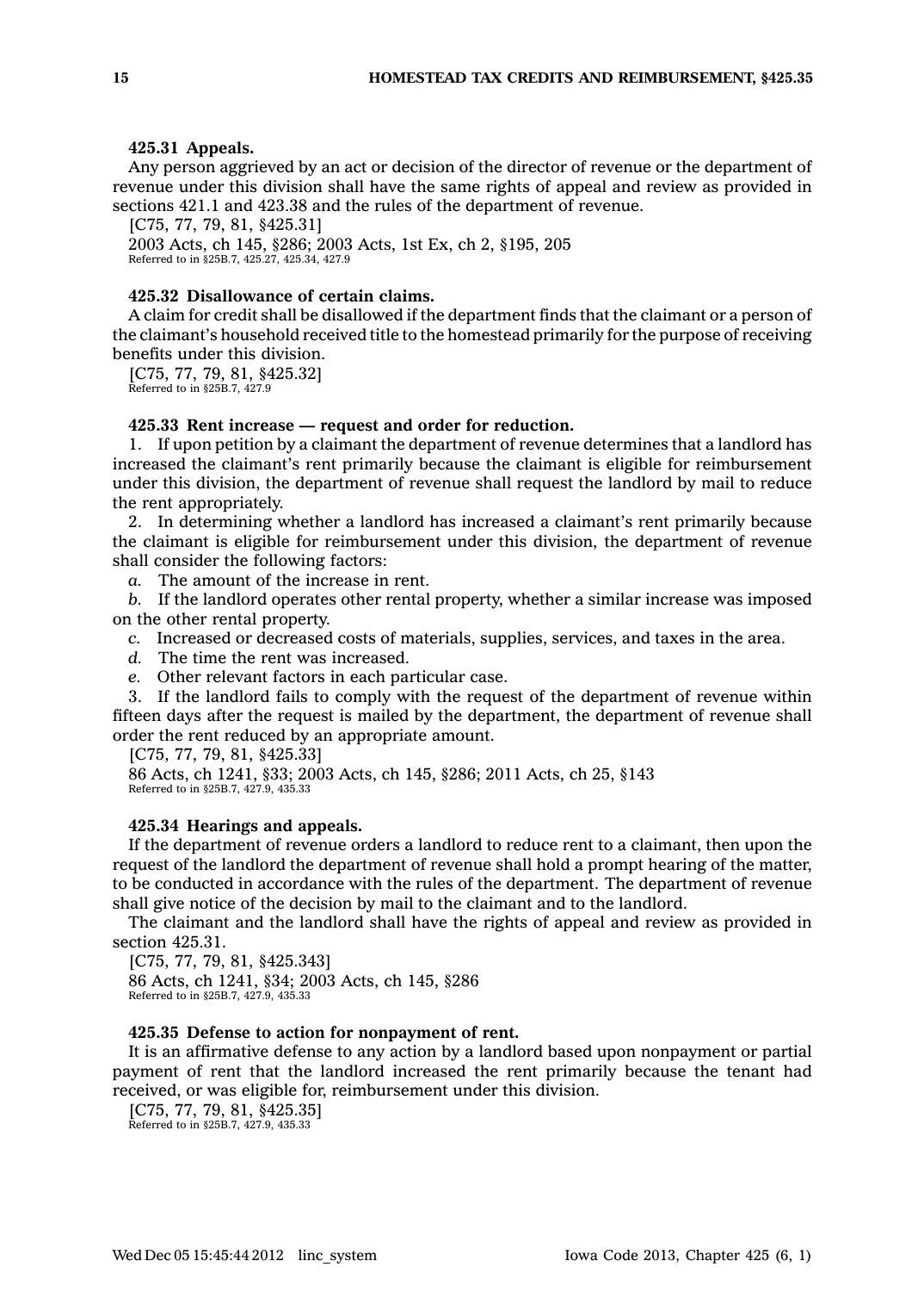**425.31 Appeals.**

Any person aggrieved by an act or decision of the director of revenue or the department of revenue under this division shall have the same rights of appeal and review as provided in sections 421.1 and 423.38 and the rules of the department of revenue.

[C75, 77, 79, 81, §425.31]

2003 Acts, ch 145, §286; 2003 Acts, 1st Ex, ch 2, §195, 205

Referred to in §25B.7, 425.27, 425.34, 427.9

**425.32 Disallowance of certain claims.**

A claim for credit shall be disallowed if the department finds that the claimant or a person of the claimant's household received title to the homestead primarily for the purpose of receiving benefits under this division.

[C75, 77, 79, 81, §425.32]

Referred to in §25B.7, 427.9

**425.33 Rent increase — request and order for reduction.**

1. If upon petition by a claimant the department of revenue determines that a landlord has increased the claimant's rent primarily because the claimant is eligible for reimbursement under this division, the department of revenue shall request the landlord by mail to reduce the rent appropriately.

2. In determining whether a landlord has increased a claimant's rent primarily because the claimant is eligible for reimbursement under this division, the department of revenue shall consider the following factors:

*a.* The amount of the increase in rent.

*b.* If the landlord operates other rental property, whether a similar increase was imposed on the other rental property.

*c.* Increased or decreased costs of materials, supplies, services, and taxes in the area.

*d.* The time the rent was increased.

*e.* Other relevant factors in each particular case.

3. If the landlord fails to comply with the request of the department of revenue within fifteen days after the request is mailed by the department, the department of revenue shall order the rent reduced by an appropriate amount.

[C75, 77, 79, 81, §425.33]

86 Acts, ch 1241, §33; 2003 Acts, ch 145, §286; 2011 Acts, ch 25, §143

Referred to in §25B.7, 427.9, 435.33

**425.34 Hearings and appeals.**

If the department of revenue orders a landlord to reduce rent to a claimant, then upon the request of the landlord the department of revenue shall hold a prompt hearing of the matter, to be conducted in accordance with the rules of the department. The department of revenue shall give notice of the decision by mail to the claimant and to the landlord.

The claimant and the landlord shall have the rights of appeal and review as provided in section 425.31.

[C75, 77, 79, 81, §425.343]

86 Acts, ch 1241, §34; 2003 Acts, ch 145, §286

Referred to in §25B.7, 427.9, 435.33

**425.35 Defense to action for nonpayment of rent.**

It is an affirmative defense to any action by a landlord based upon nonpayment or partial payment of rent that the landlord increased the rent primarily because the tenant had received, or was eligible for, reimbursement under this division.

[C75, 77, 79, 81, §425.35]

Referred to in §25B.7, 427.9, 435.33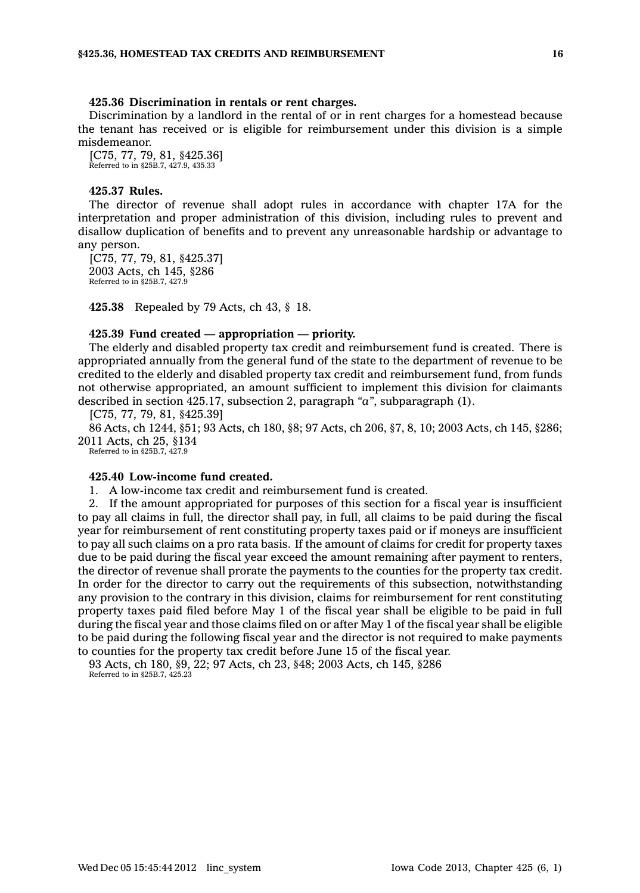**425.36 Discrimination in rentals or rent charges.**

Discrimination by a landlord in the rental of or in rent charges for a homestead because the tenant has received or is eligible for reimbursement under this division is a simple misdemeanor.

[C75, 77, 79, 81, §425.36]
Referred to in §25B.7, 427.9, 435.33

**425.37 Rules.**

The director of revenue shall adopt rules in accordance with chapter 17A for the interpretation and proper administration of this division, including rules to prevent and disallow duplication of benefits and to prevent any unreasonable hardship or advantage to any person.

[C75, 77, 79, 81, §425.37]
2003 Acts, ch 145, §286
Referred to in §25B.7, 427.9

**425.38** Repealed by 79 Acts, ch 43, § 18.

**425.39 Fund created — appropriation — priority.**

The elderly and disabled property tax credit and reimbursement fund is created. There is appropriated annually from the general fund of the state to the department of revenue to be credited to the elderly and disabled property tax credit and reimbursement fund, from funds not otherwise appropriated, an amount sufficient to implement this division for claimants described in section 425.17, subsection 2, paragraph *"a"*, subparagraph (1).

[C75, 77, 79, 81, §425.39]
86 Acts, ch 1244, §51; 93 Acts, ch 180, §8; 97 Acts, ch 206, §7, 8, 10; 2003 Acts, ch 145, §286; 2011 Acts, ch 25, §134
Referred to in §25B.7, 427.9

**425.40 Low-income fund created.**

1. A low-income tax credit and reimbursement fund is created.

2. If the amount appropriated for purposes of this section for a fiscal year is insufficient to pay all claims in full, the director shall pay, in full, all claims to be paid during the fiscal year for reimbursement of rent constituting property taxes paid or if moneys are insufficient to pay all such claims on a pro rata basis. If the amount of claims for credit for property taxes due to be paid during the fiscal year exceed the amount remaining after payment to renters, the director of revenue shall prorate the payments to the counties for the property tax credit. In order for the director to carry out the requirements of this subsection, notwithstanding any provision to the contrary in this division, claims for reimbursement for rent constituting property taxes paid filed before May 1 of the fiscal year shall be eligible to be paid in full during the fiscal year and those claims filed on or after May 1 of the fiscal year shall be eligible to be paid during the following fiscal year and the director is not required to make payments to counties for the property tax credit before June 15 of the fiscal year.

93 Acts, ch 180, §9, 22; 97 Acts, ch 23, §48; 2003 Acts, ch 145, §286
Referred to in §25B.7, 425.23